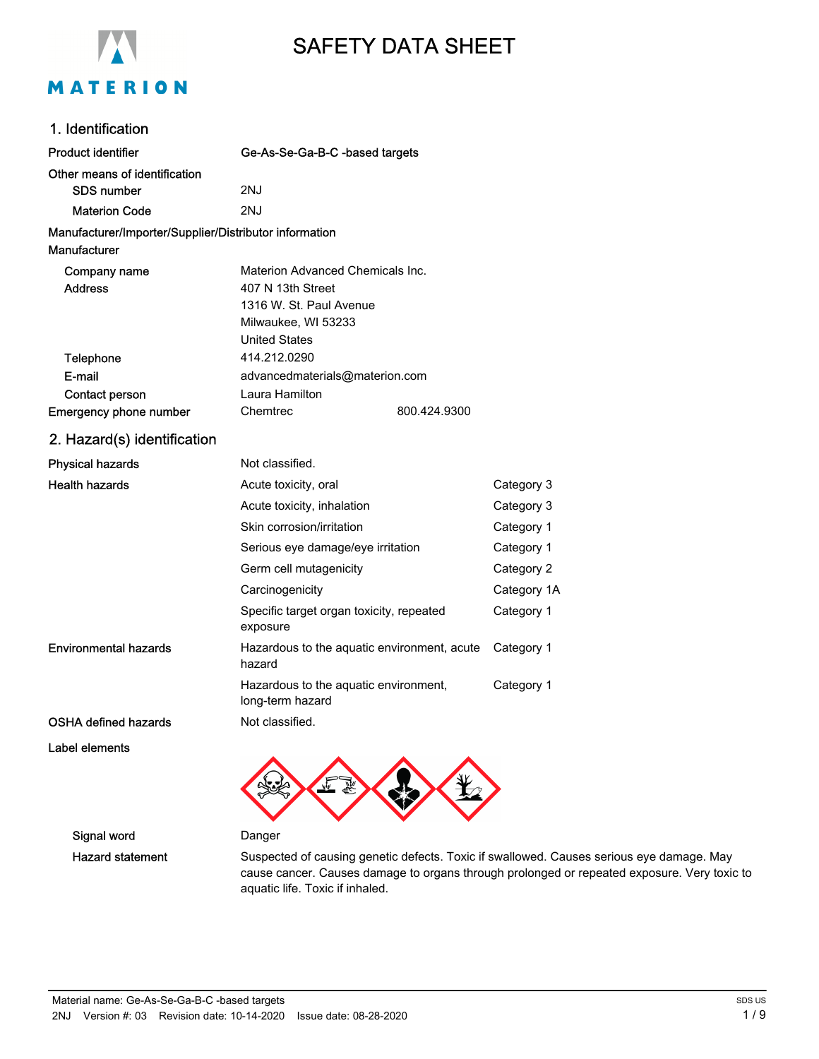# SAFETY DATA SHEET

## 1. Identification

| | | |
|---|---|---|
| **Product identifier** | **Ge-As-Se-Ga-B-C -based targets** | |
| **Other means of identification** | | |
| SDS number | 2NJ | |
| Materion Code | 2NJ | |
| **Manufacturer/Importer/Supplier/Distributor information** | | |
| **Manufacturer** | | |
| Company name | Materion Advanced Chemicals Inc. | |
| Address | 407 N 13th Street<br>1316 W. St. Paul Avenue<br>Milwaukee, WI 53233<br>United States | |
| Telephone | 414.212.0290 | |
| E-mail | advancedmaterials@materion.com | |
| Contact person | Laura Hamilton | |
| Emergency phone number | Chemtrec | 800.424.9300 |

## 2. Hazard(s) identification

| | | |
|---|---|---|
| **Physical hazards** | Not classified. | |
| **Health hazards** | Acute toxicity, oral | Category 3 |
| | Acute toxicity, inhalation | Category 3 |
| | Skin corrosion/irritation | Category 1 |
| | Serious eye damage/eye irritation | Category 1 |
| | Germ cell mutagenicity | Category 2 |
| | Carcinogenicity | Category 1A |
| | Specific target organ toxicity, repeated exposure | Category 1 |
| **Environmental hazards** | Hazardous to the aquatic environment, acute hazard | Category 1 |
| | Hazardous to the aquatic environment, long-term hazard | Category 1 |
| **OSHA defined hazards** | Not classified. | |

**Label elements**

**Signal word** Danger

**Hazard statement** Suspected of causing genetic defects. Toxic if swallowed. Causes serious eye damage. May cause cancer. Causes damage to organs through prolonged or repeated exposure. Very toxic to aquatic life. Toxic if inhaled.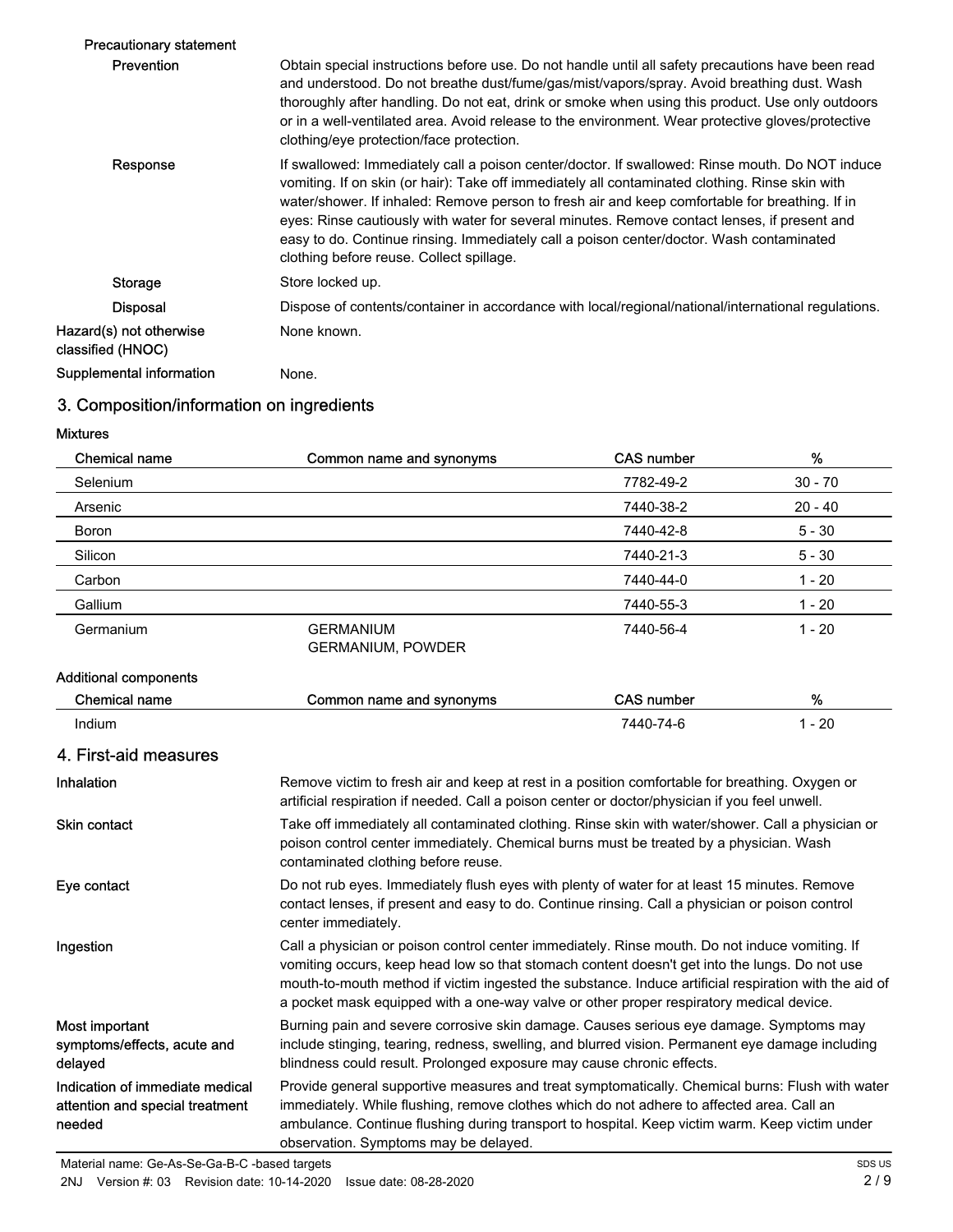**Precautionary statement**

| | |
|---|---|
| **Prevention** | Obtain special instructions before use. Do not handle until all safety precautions have been read and understood. Do not breathe dust/fume/gas/mist/vapors/spray. Avoid breathing dust. Wash thoroughly after handling. Do not eat, drink or smoke when using this product. Use only outdoors or in a well-ventilated area. Avoid release to the environment. Wear protective gloves/protective clothing/eye protection/face protection. |
| **Response** | If swallowed: Immediately call a poison center/doctor. If swallowed: Rinse mouth. Do NOT induce vomiting. If on skin (or hair): Take off immediately all contaminated clothing. Rinse skin with water/shower. If inhaled: Remove person to fresh air and keep comfortable for breathing. If in eyes: Rinse cautiously with water for several minutes. Remove contact lenses, if present and easy to do. Continue rinsing. Immediately call a poison center/doctor. Wash contaminated clothing before reuse. Collect spillage. |
| **Storage** | Store locked up. |
| **Disposal** | Dispose of contents/container in accordance with local/regional/national/international regulations. |

**Hazard(s) not otherwise classified (HNOC)** None known.

**Supplemental information** None.

## 3. Composition/information on ingredients

**Mixtures**

| Chemical name | Common name and synonyms | CAS number | % |
|---|---|---|---|
| Selenium | | 7782-49-2 | 30 - 70 |
| Arsenic | | 7440-38-2 | 20 - 40 |
| Boron | | 7440-42-8 | 5 - 30 |
| Silicon | | 7440-21-3 | 5 - 30 |
| Carbon | | 7440-44-0 | 1 - 20 |
| Gallium | | 7440-55-3 | 1 - 20 |
| Germanium | GERMANIUM<br>GERMANIUM, POWDER | 7440-56-4 | 1 - 20 |

**Additional components**

| Chemical name | Common name and synonyms | CAS number | % |
|---|---|---|---|
| Indium | | 7440-74-6 | 1 - 20 |

## 4. First-aid measures

**Inhalation**
Remove victim to fresh air and keep at rest in a position comfortable for breathing. Oxygen or artificial respiration if needed. Call a poison center or doctor/physician if you feel unwell.

**Skin contact**
Take off immediately all contaminated clothing. Rinse skin with water/shower. Call a physician or poison control center immediately. Chemical burns must be treated by a physician. Wash contaminated clothing before reuse.

**Eye contact**
Do not rub eyes. Immediately flush eyes with plenty of water for at least 15 minutes. Remove contact lenses, if present and easy to do. Continue rinsing. Call a physician or poison control center immediately.

**Ingestion**
Call a physician or poison control center immediately. Rinse mouth. Do not induce vomiting. If vomiting occurs, keep head low so that stomach content doesn't get into the lungs. Do not use mouth-to-mouth method if victim ingested the substance. Induce artificial respiration with the aid of a pocket mask equipped with a one-way valve or other proper respiratory medical device.

**Most important symptoms/effects, acute and delayed**
Burning pain and severe corrosive skin damage. Causes serious eye damage. Symptoms may include stinging, tearing, redness, swelling, and blurred vision. Permanent eye damage including blindness could result. Prolonged exposure may cause chronic effects.

**Indication of immediate medical attention and special treatment needed**
Provide general supportive measures and treat symptomatically. Chemical burns: Flush with water immediately. While flushing, remove clothes which do not adhere to affected area. Call an ambulance. Continue flushing during transport to hospital. Keep victim warm. Keep victim under observation. Symptoms may be delayed.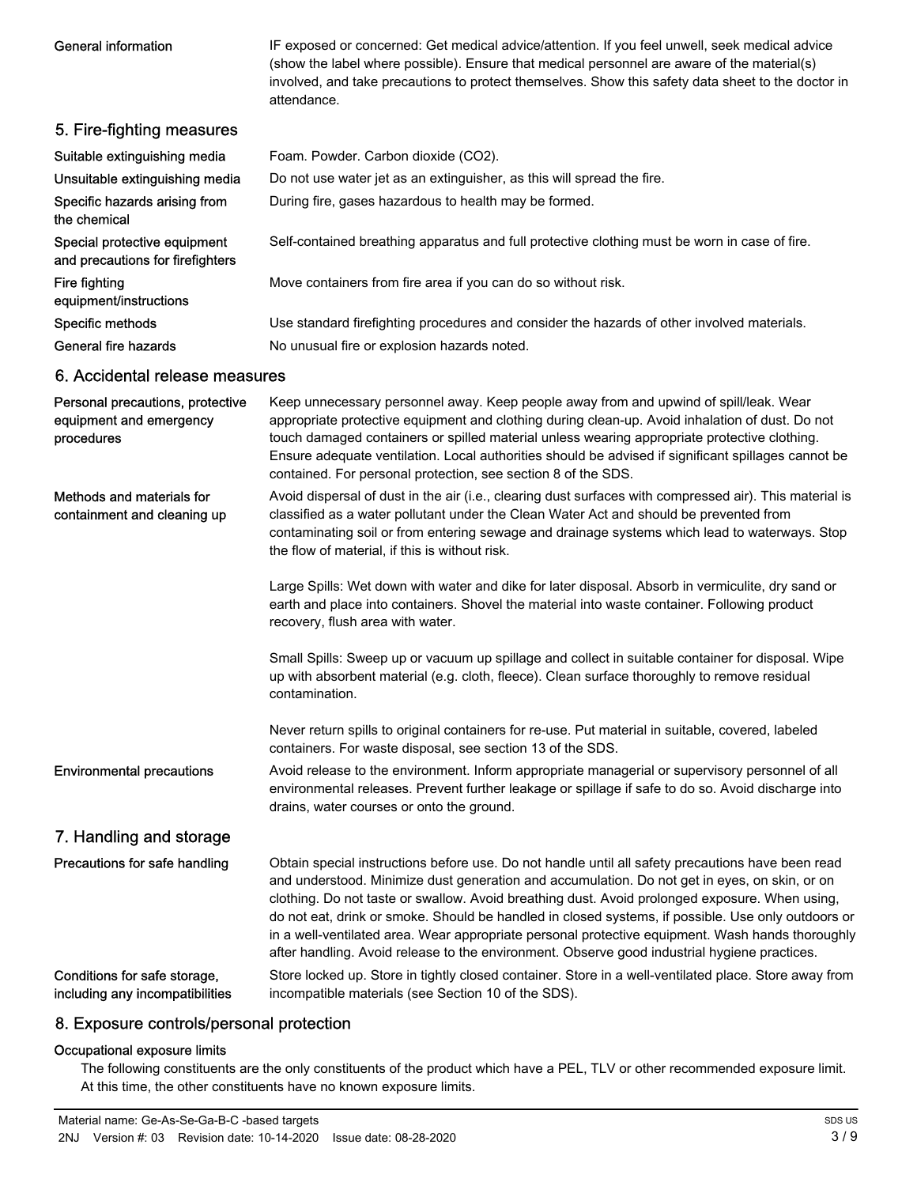| | |
|---|---|
| General information | IF exposed or concerned: Get medical advice/attention. If you feel unwell, seek medical advice (show the label where possible). Ensure that medical personnel are aware of the material(s) involved, and take precautions to protect themselves. Show this safety data sheet to the doctor in attendance. |

## 5. Fire-fighting measures

| | |
|---|---|
| Suitable extinguishing media | Foam. Powder. Carbon dioxide ($CO_2$). |
| Unsuitable extinguishing media | Do not use water jet as an extinguisher, as this will spread the fire. |
| Specific hazards arising from the chemical | During fire, gases hazardous to health may be formed. |
| Special protective equipment and precautions for firefighters | Self-contained breathing apparatus and full protective clothing must be worn in case of fire. |
| Fire fighting equipment/instructions | Move containers from fire area if you can do so without risk. |
| Specific methods | Use standard firefighting procedures and consider the hazards of other involved materials. |
| General fire hazards | No unusual fire or explosion hazards noted. |

## 6. Accidental release measures

| | |
|---|---|
| Personal precautions, protective equipment and emergency procedures | Keep unnecessary personnel away. Keep people away from and upwind of spill/leak. Wear appropriate protective equipment and clothing during clean-up. Avoid inhalation of dust. Do not touch damaged containers or spilled material unless wearing appropriate protective clothing. Ensure adequate ventilation. Local authorities should be advised if significant spillages cannot be contained. For personal protection, see section 8 of the SDS. |
| Methods and materials for containment and cleaning up | Avoid dispersal of dust in the air (i.e., clearing dust surfaces with compressed air). This material is classified as a water pollutant under the Clean Water Act and should be prevented from contaminating soil or from entering sewage and drainage systems which lead to waterways. Stop the flow of material, if this is without risk.<br><br>Large Spills: Wet down with water and dike for later disposal. Absorb in vermiculite, dry sand or earth and place into containers. Shovel the material into waste container. Following product recovery, flush area with water.<br><br>Small Spills: Sweep up or vacuum up spillage and collect in suitable container for disposal. Wipe up with absorbent material (e.g. cloth, fleece). Clean surface thoroughly to remove residual contamination.<br><br>Never return spills to original containers for re-use. Put material in suitable, covered, labeled containers. For waste disposal, see section 13 of the SDS. |
| Environmental precautions | Avoid release to the environment. Inform appropriate managerial or supervisory personnel of all environmental releases. Prevent further leakage or spillage if safe to do so. Avoid discharge into drains, water courses or onto the ground. |

## 7. Handling and storage

| | |
|---|---|
| Precautions for safe handling | Obtain special instructions before use. Do not handle until all safety precautions have been read and understood. Minimize dust generation and accumulation. Do not get in eyes, on skin, or on clothing. Do not taste or swallow. Avoid breathing dust. Avoid prolonged exposure. When using, do not eat, drink or smoke. Should be handled in closed systems, if possible. Use only outdoors or in a well-ventilated area. Wear appropriate personal protective equipment. Wash hands thoroughly after handling. Avoid release to the environment. Observe good industrial hygiene practices. |
| Conditions for safe storage, including any incompatibilities | Store locked up. Store in tightly closed container. Store in a well-ventilated place. Store away from incompatible materials (see Section 10 of the SDS). |

## 8. Exposure controls/personal protection

### Occupational exposure limits

The following constituents are the only constituents of the product which have a PEL, TLV or other recommended exposure limit. At this time, the other constituents have no known exposure limits.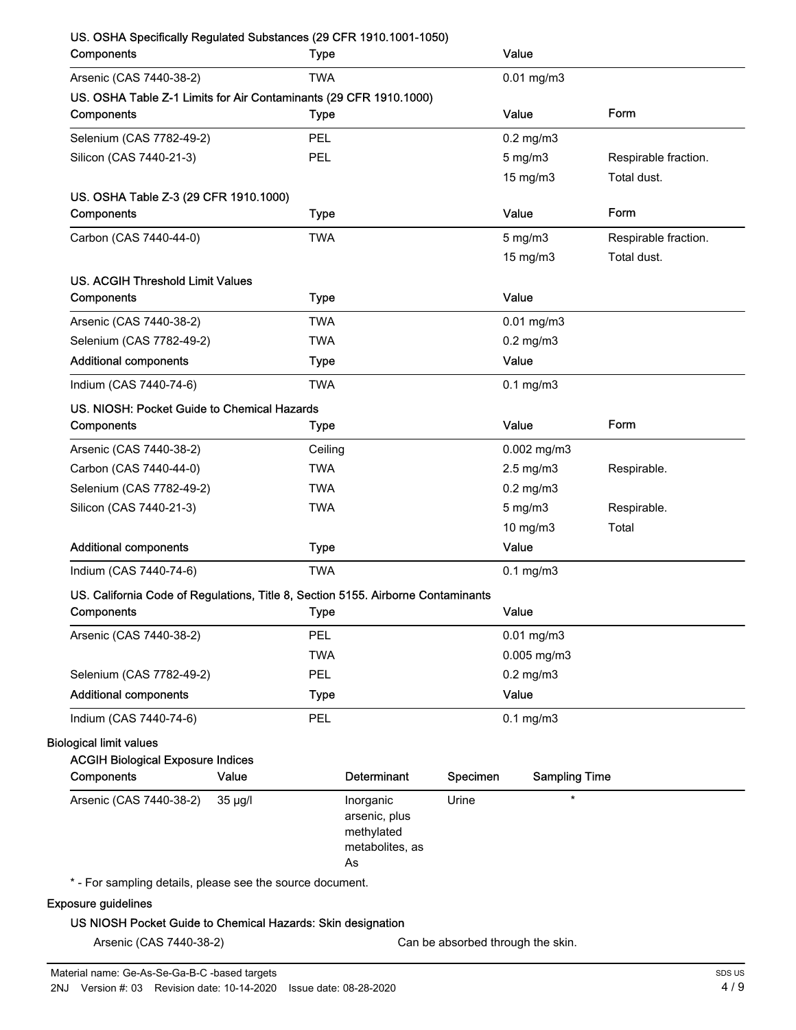**US. OSHA Specifically Regulated Substances (29 CFR 1910.1001-1050)**

| Components | Type | Value |
|---|---|---|
| Arsenic (CAS 7440-38-2) | TWA | 0.01 mg/m3 |

**US. OSHA Table Z-1 Limits for Air Contaminants (29 CFR 1910.1000)**

| Components | Type | Value | Form |
|---|---|---|---|
| Selenium (CAS 7782-49-2) | PEL | 0.2 mg/m3 | |
| Silicon (CAS 7440-21-3) | PEL | 5 mg/m3 | Respirable fraction. |
| | | 15 mg/m3 | Total dust. |

**US. OSHA Table Z-3 (29 CFR 1910.1000)**

| Components | Type | Value | Form |
|---|---|---|---|
| Carbon (CAS 7440-44-0) | TWA | 5 mg/m3 | Respirable fraction. |
| | | 15 mg/m3 | Total dust. |

**US. ACGIH Threshold Limit Values**

| Components | Type | Value |
|---|---|---|
| Arsenic (CAS 7440-38-2) | TWA | 0.01 mg/m3 |
| Selenium (CAS 7782-49-2) | TWA | 0.2 mg/m3 |
| **Additional components** | **Type** | **Value** |
| Indium (CAS 7440-74-6) | TWA | 0.1 mg/m3 |

**US. NIOSH: Pocket Guide to Chemical Hazards**

| Components | Type | Value | Form |
|---|---|---|---|
| Arsenic (CAS 7440-38-2) | Ceiling | 0.002 mg/m3 | |
| Carbon (CAS 7440-44-0) | TWA | 2.5 mg/m3 | Respirable. |
| Selenium (CAS 7782-49-2) | TWA | 0.2 mg/m3 | |
| Silicon (CAS 7440-21-3) | TWA | 5 mg/m3 | Respirable. |
| | | 10 mg/m3 | Total |
| **Additional components** | **Type** | **Value** | |
| Indium (CAS 7440-74-6) | TWA | 0.1 mg/m3 | |

**US. California Code of Regulations, Title 8, Section 5155. Airborne Contaminants**

| Components | Type | Value |
|---|---|---|
| Arsenic (CAS 7440-38-2) | PEL | 0.01 mg/m3 |
| | TWA | 0.005 mg/m3 |
| Selenium (CAS 7782-49-2) | PEL | 0.2 mg/m3 |
| **Additional components** | **Type** | **Value** |
| Indium (CAS 7440-74-6) | PEL | 0.1 mg/m3 |

## Biological limit values

**ACGIH Biological Exposure Indices**

| Components | Value | Determinant | Specimen | Sampling Time |
|---|---|---|---|---|
| Arsenic (CAS 7440-38-2) | 35 µg/l | Inorganic arsenic, plus methylated metabolites, as As | Urine | * |

* - For sampling details, please see the source document.

## Exposure guidelines

**US NIOSH Pocket Guide to Chemical Hazards: Skin designation**

Arsenic (CAS 7440-38-2) — Can be absorbed through the skin.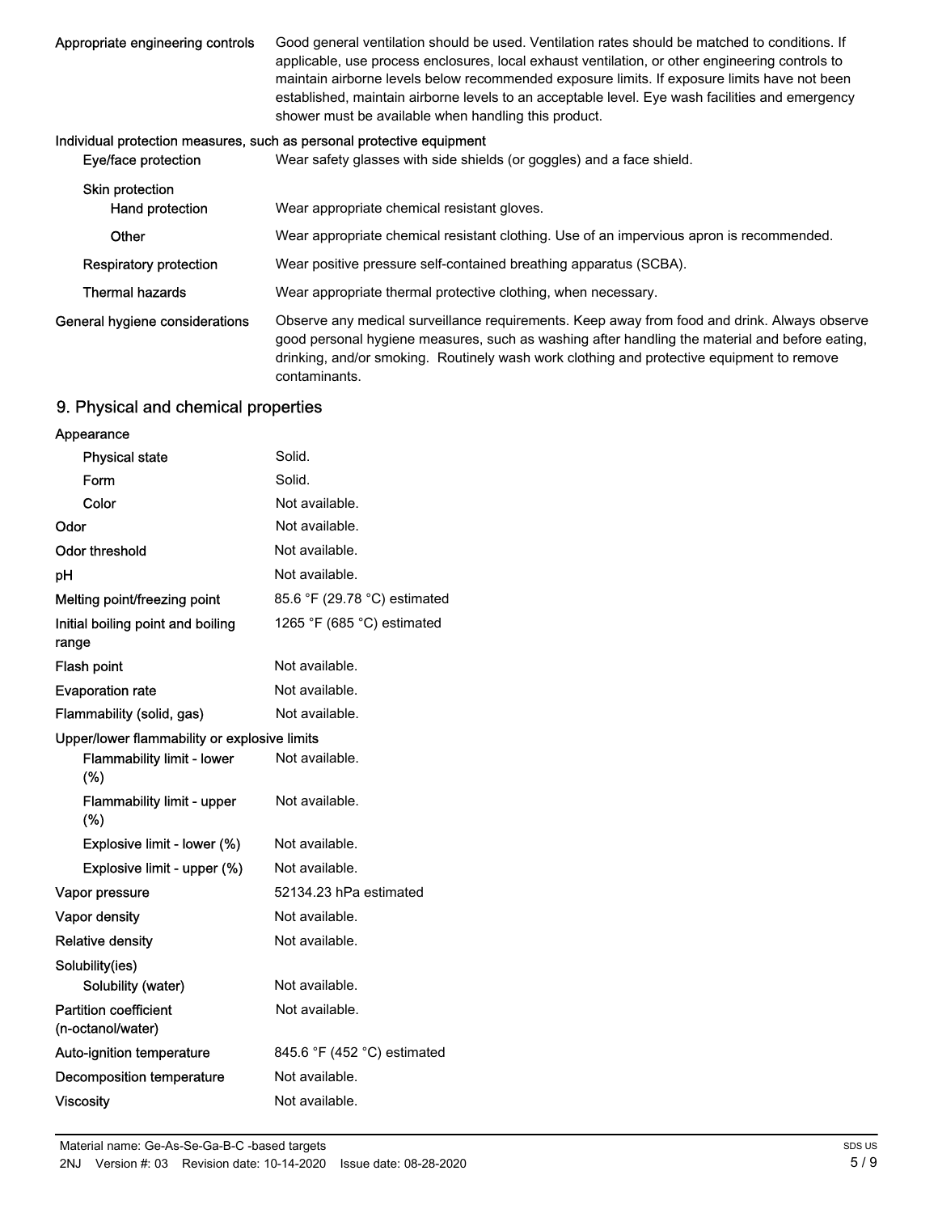| | |
|---|---|
| Appropriate engineering controls | Good general ventilation should be used. Ventilation rates should be matched to conditions. If applicable, use process enclosures, local exhaust ventilation, or other engineering controls to maintain airborne levels below recommended exposure limits. If exposure limits have not been established, maintain airborne levels to an acceptable level. Eye wash facilities and emergency shower must be available when handling this product. |

**Individual protection measures, such as personal protective equipment**

| | |
|---|---|
| Eye/face protection | Wear safety glasses with side shields (or goggles) and a face shield. |
| Skin protection | |
| Hand protection | Wear appropriate chemical resistant gloves. |
| Other | Wear appropriate chemical resistant clothing. Use of an impervious apron is recommended. |
| Respiratory protection | Wear positive pressure self-contained breathing apparatus (SCBA). |
| Thermal hazards | Wear appropriate thermal protective clothing, when necessary. |
| General hygiene considerations | Observe any medical surveillance requirements. Keep away from food and drink. Always observe good personal hygiene measures, such as washing after handling the material and before eating, drinking, and/or smoking. Routinely wash work clothing and protective equipment to remove contaminants. |

## 9. Physical and chemical properties

| | |
|---|---|
| **Appearance** | |
| Physical state | Solid. |
| Form | Solid. |
| Color | Not available. |
| **Odor** | Not available. |
| **Odor threshold** | Not available. |
| **pH** | Not available. |
| **Melting point/freezing point** | 85.6 °F (29.78 °C) estimated |
| **Initial boiling point and boiling range** | 1265 °F (685 °C) estimated |
| **Flash point** | Not available. |
| **Evaporation rate** | Not available. |
| **Flammability (solid, gas)** | Not available. |
| **Upper/lower flammability or explosive limits** | |
| Flammability limit - lower (%) | Not available. |
| Flammability limit - upper (%) | Not available. |
| Explosive limit - lower (%) | Not available. |
| Explosive limit - upper (%) | Not available. |
| **Vapor pressure** | 52134.23 hPa estimated |
| **Vapor density** | Not available. |
| **Relative density** | Not available. |
| **Solubility(ies)** | |
| Solubility (water) | Not available. |
| **Partition coefficient (n-octanol/water)** | Not available. |
| **Auto-ignition temperature** | 845.6 °F (452 °C) estimated |
| **Decomposition temperature** | Not available. |
| **Viscosity** | Not available. |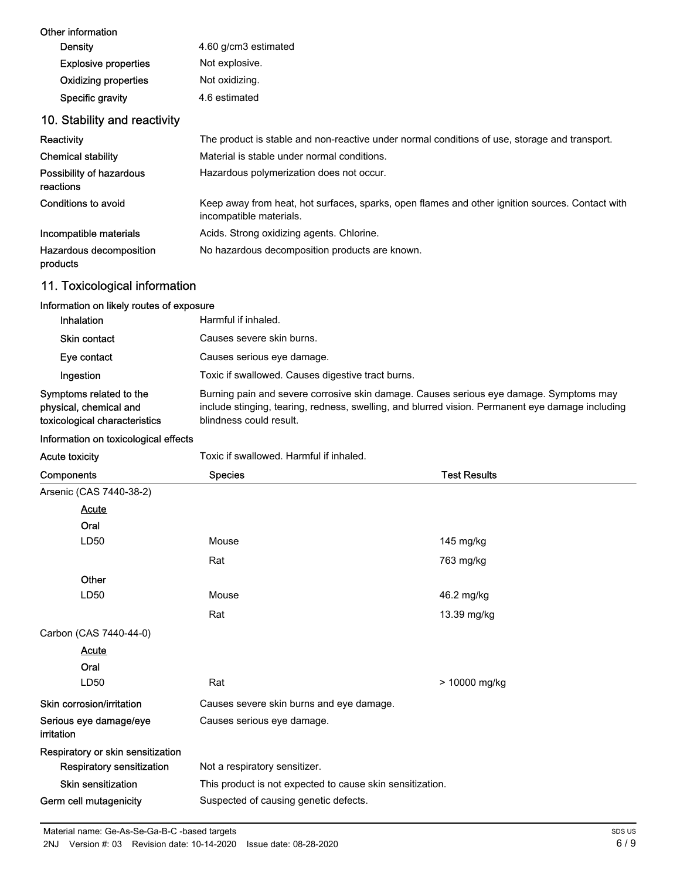**Other information**

| | |
|---|---|
| Density | 4.60 g/cm3 estimated |
| Explosive properties | Not explosive. |
| Oxidizing properties | Not oxidizing. |
| Specific gravity | 4.6 estimated |

## 10. Stability and reactivity

| | |
|---|---|
| **Reactivity** | The product is stable and non-reactive under normal conditions of use, storage and transport. |
| **Chemical stability** | Material is stable under normal conditions. |
| **Possibility of hazardous reactions** | Hazardous polymerization does not occur. |
| **Conditions to avoid** | Keep away from heat, hot surfaces, sparks, open flames and other ignition sources. Contact with incompatible materials. |
| **Incompatible materials** | Acids. Strong oxidizing agents. Chlorine. |
| **Hazardous decomposition products** | No hazardous decomposition products are known. |

## 11. Toxicological information

**Information on likely routes of exposure**

| | |
|---|---|
| Inhalation | Harmful if inhaled. |
| Skin contact | Causes severe skin burns. |
| Eye contact | Causes serious eye damage. |
| Ingestion | Toxic if swallowed. Causes digestive tract burns. |
| **Symptoms related to the physical, chemical and toxicological characteristics** | Burning pain and severe corrosive skin damage. Causes serious eye damage. Symptoms may include stinging, tearing, redness, swelling, and blurred vision. Permanent eye damage including blindness could result. |

**Information on toxicological effects**

**Acute toxicity** Toxic if swallowed. Harmful if inhaled.

| Components | Species | Test Results |
|---|---|---|
| Arsenic (CAS 7440-38-2) | | |
| Acute | | |
| Oral | | |
| LD50 | Mouse | 145 mg/kg |
| | Rat | 763 mg/kg |
| Other | | |
| LD50 | Mouse | 46.2 mg/kg |
| | Rat | 13.39 mg/kg |
| Carbon (CAS 7440-44-0) | | |
| Acute | | |
| Oral | | |
| LD50 | Rat | > 10000 mg/kg |

| | |
|---|---|
| **Skin corrosion/irritation** | Causes severe skin burns and eye damage. |
| **Serious eye damage/eye irritation** | Causes serious eye damage. |

**Respiratory or skin sensitization**

| | |
|---|---|
| Respiratory sensitization | Not a respiratory sensitizer. |
| Skin sensitization | This product is not expected to cause skin sensitization. |
| **Germ cell mutagenicity** | Suspected of causing genetic defects. |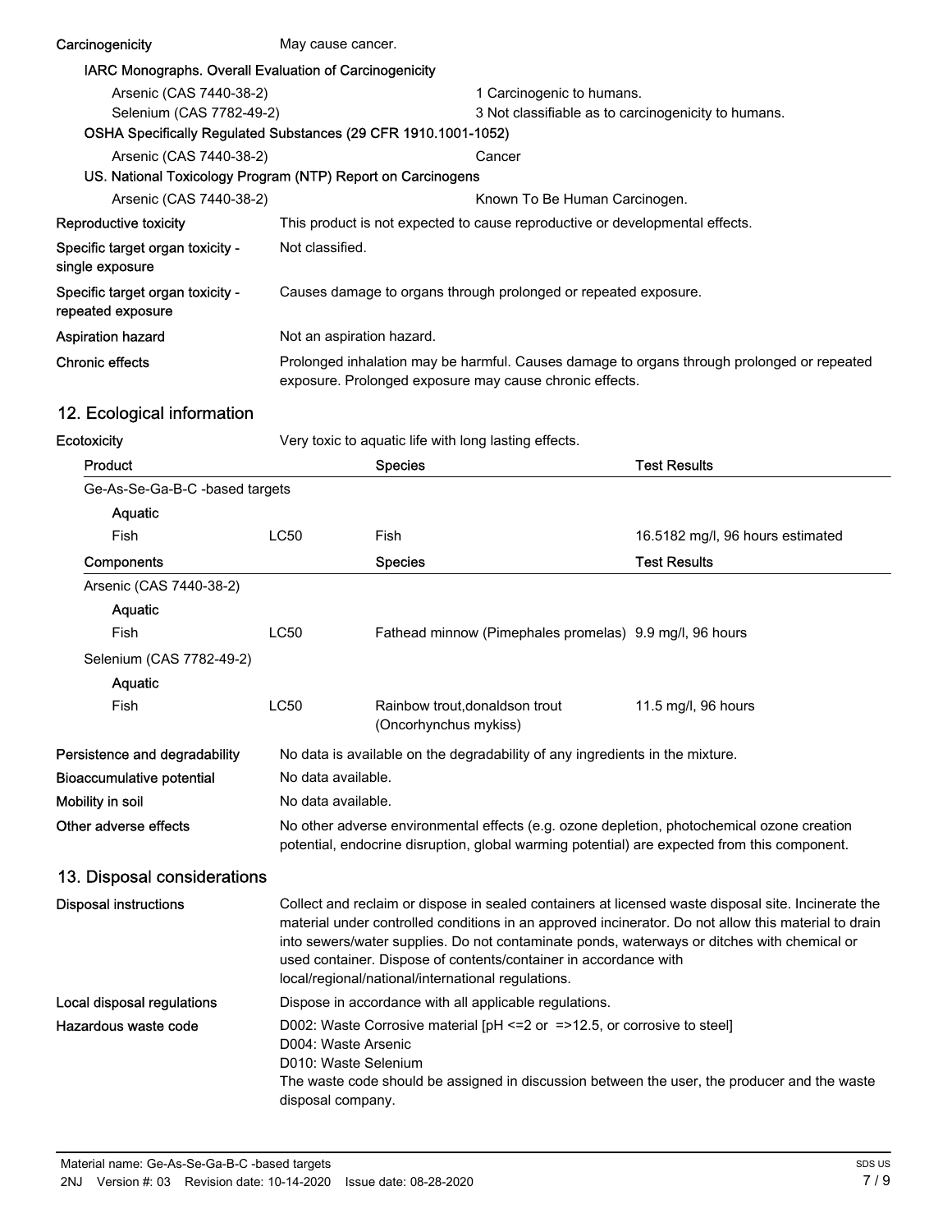| | |
|---|---|
| **Carcinogenicity** | May cause cancer. |

**IARC Monographs. Overall Evaluation of Carcinogenicity**

| | |
|---|---|
| Arsenic (CAS 7440-38-2) | 1 Carcinogenic to humans. |
| Selenium (CAS 7782-49-2) | 3 Not classifiable as to carcinogenicity to humans. |

**OSHA Specifically Regulated Substances (29 CFR 1910.1001-1052)**

| | |
|---|---|
| Arsenic (CAS 7440-38-2) | Cancer |

**US. National Toxicology Program (NTP) Report on Carcinogens**

| | |
|---|---|
| Arsenic (CAS 7440-38-2) | Known To Be Human Carcinogen. |

| | |
|---|---|
| **Reproductive toxicity** | This product is not expected to cause reproductive or developmental effects. |
| **Specific target organ toxicity - single exposure** | Not classified. |
| **Specific target organ toxicity - repeated exposure** | Causes damage to organs through prolonged or repeated exposure. |
| **Aspiration hazard** | Not an aspiration hazard. |
| **Chronic effects** | Prolonged inhalation may be harmful. Causes damage to organs through prolonged or repeated exposure. Prolonged exposure may cause chronic effects. |

## 12. Ecological information

**Ecotoxicity** Very toxic to aquatic life with long lasting effects.

| Product | | Species | Test Results |
|---|---|---|---|
| Ge-As-Se-Ga-B-C -based targets | | | |
| Aquatic | | | |
| Fish | LC50 | Fish | 16.5182 mg/l, 96 hours estimated |
| **Components** | | **Species** | **Test Results** |
| Arsenic (CAS 7440-38-2) | | | |
| Aquatic | | | |
| Fish | LC50 | Fathead minnow (Pimephales promelas) | 9.9 mg/l, 96 hours |
| Selenium (CAS 7782-49-2) | | | |
| Aquatic | | | |
| Fish | LC50 | Rainbow trout,donaldson trout (Oncorhynchus mykiss) | 11.5 mg/l, 96 hours |

| | |
|---|---|
| **Persistence and degradability** | No data is available on the degradability of any ingredients in the mixture. |
| **Bioaccumulative potential** | No data available. |
| **Mobility in soil** | No data available. |
| **Other adverse effects** | No other adverse environmental effects (e.g. ozone depletion, photochemical ozone creation potential, endocrine disruption, global warming potential) are expected from this component. |

## 13. Disposal considerations

| | |
|---|---|
| **Disposal instructions** | Collect and reclaim or dispose in sealed containers at licensed waste disposal site. Incinerate the material under controlled conditions in an approved incinerator. Do not allow this material to drain into sewers/water supplies. Do not contaminate ponds, waterways or ditches with chemical or used container. Dispose of contents/container in accordance with local/regional/national/international regulations. |
| **Local disposal regulations** | Dispose in accordance with all applicable regulations. |
| **Hazardous waste code** | D002: Waste Corrosive material [pH <=2 or =>12.5, or corrosive to steel]<br>D004: Waste Arsenic<br>D010: Waste Selenium<br>The waste code should be assigned in discussion between the user, the producer and the waste disposal company. |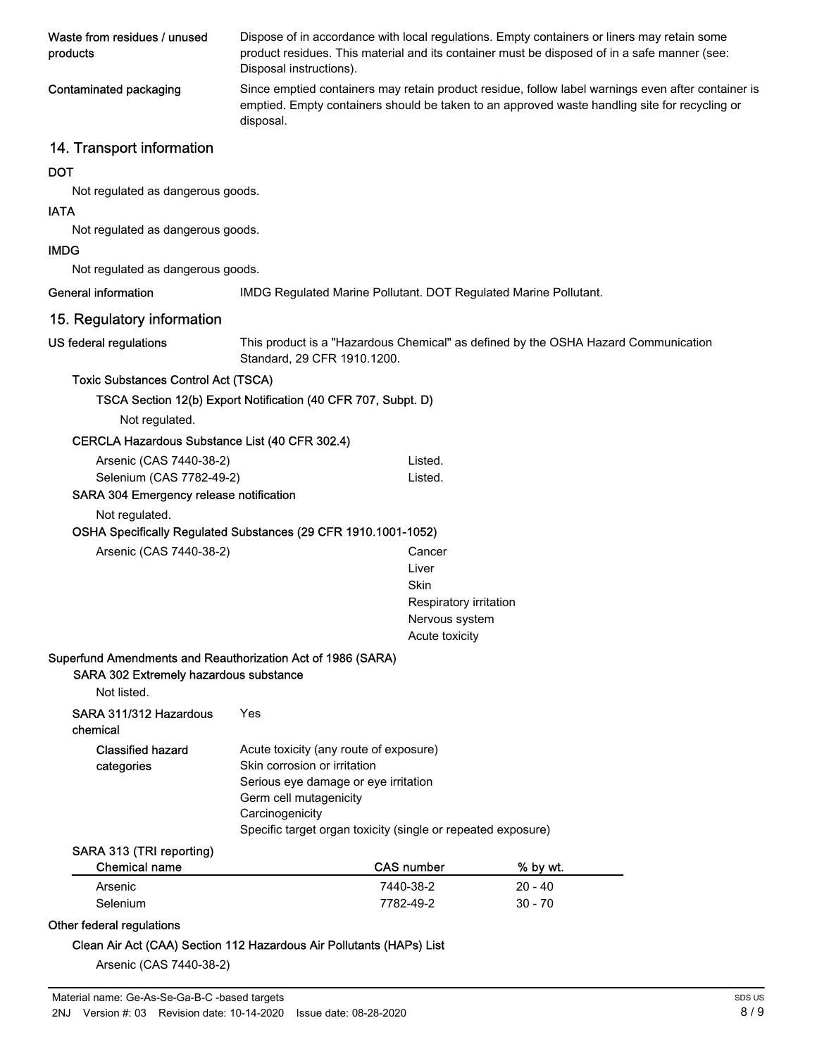**Waste from residues / unused products**
Dispose of in accordance with local regulations. Empty containers or liners may retain some product residues. This material and its container must be disposed of in a safe manner (see: Disposal instructions).

**Contaminated packaging**
Since emptied containers may retain product residue, follow label warnings even after container is emptied. Empty containers should be taken to an approved waste handling site for recycling or disposal.

## 14. Transport information

**DOT**

Not regulated as dangerous goods.

**IATA**

Not regulated as dangerous goods.

**IMDG**

Not regulated as dangerous goods.

**General information**
IMDG Regulated Marine Pollutant. DOT Regulated Marine Pollutant.

## 15. Regulatory information

**US federal regulations**
This product is a "Hazardous Chemical" as defined by the OSHA Hazard Communication Standard, 29 CFR 1910.1200.

**Toxic Substances Control Act (TSCA)**

**TSCA Section 12(b) Export Notification (40 CFR 707, Subpt. D)**

Not regulated.

**CERCLA Hazardous Substance List (40 CFR 302.4)**

| | |
|---|---|
| Arsenic (CAS 7440-38-2) | Listed. |
| Selenium (CAS 7782-49-2) | Listed. |

**SARA 304 Emergency release notification**

Not regulated.

**OSHA Specifically Regulated Substances (29 CFR 1910.1001-1052)**

Arsenic (CAS 7440-38-2)
- Cancer
- Liver
- Skin
- Respiratory irritation
- Nervous system
- Acute toxicity

**Superfund Amendments and Reauthorization Act of 1986 (SARA)**

**SARA 302 Extremely hazardous substance**

Not listed.

**SARA 311/312 Hazardous chemical**
Yes

**Classified hazard categories**
- Acute toxicity (any route of exposure)
- Skin corrosion or irritation
- Serious eye damage or eye irritation
- Germ cell mutagenicity
- Carcinogenicity
- Specific target organ toxicity (single or repeated exposure)

**SARA 313 (TRI reporting)**

| Chemical name | CAS number | % by wt. |
|---|---|---|
| Arsenic | 7440-38-2 | 20 - 40 |
| Selenium | 7782-49-2 | 30 - 70 |

**Other federal regulations**

**Clean Air Act (CAA) Section 112 Hazardous Air Pollutants (HAPs) List**

Arsenic (CAS 7440-38-2)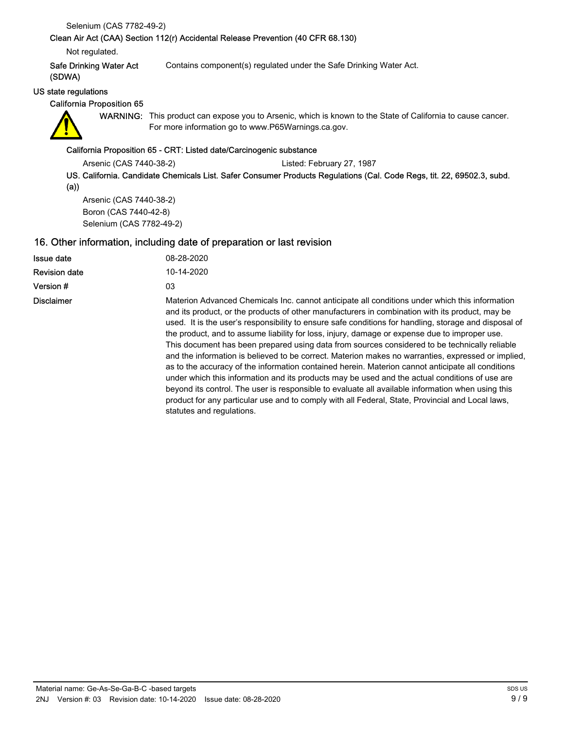Selenium (CAS 7782-49-2)

**Clean Air Act (CAA) Section 112(r) Accidental Release Prevention (40 CFR 68.130)**

Not regulated.

**Safe Drinking Water Act (SDWA)** Contains component(s) regulated under the Safe Drinking Water Act.

**US state regulations**

**California Proposition 65**

WARNING: This product can expose you to Arsenic, which is known to the State of California to cause cancer. For more information go to www.P65Warnings.ca.gov.

**California Proposition 65 - CRT: Listed date/Carcinogenic substance**

Arsenic (CAS 7440-38-2) Listed: February 27, 1987

**US. California. Candidate Chemicals List. Safer Consumer Products Regulations (Cal. Code Regs, tit. 22, 69502.3, subd. (a))**

Arsenic (CAS 7440-38-2)
Boron (CAS 7440-42-8)
Selenium (CAS 7782-49-2)

## 16. Other information, including date of preparation or last revision

| | |
|---|---|
| **Issue date** | 08-28-2020 |
| **Revision date** | 10-14-2020 |
| **Version #** | 03 |
| **Disclaimer** | Materion Advanced Chemicals Inc. cannot anticipate all conditions under which this information and its product, or the products of other manufacturers in combination with its product, may be used. It is the user's responsibility to ensure safe conditions for handling, storage and disposal of the product, and to assume liability for loss, injury, damage or expense due to improper use. This document has been prepared using data from sources considered to be technically reliable and the information is believed to be correct. Materion makes no warranties, expressed or implied, as to the accuracy of the information contained herein. Materion cannot anticipate all conditions under which this information and its products may be used and the actual conditions of use are beyond its control. The user is responsible to evaluate all available information when using this product for any particular use and to comply with all Federal, State, Provincial and Local laws, statutes and regulations. |